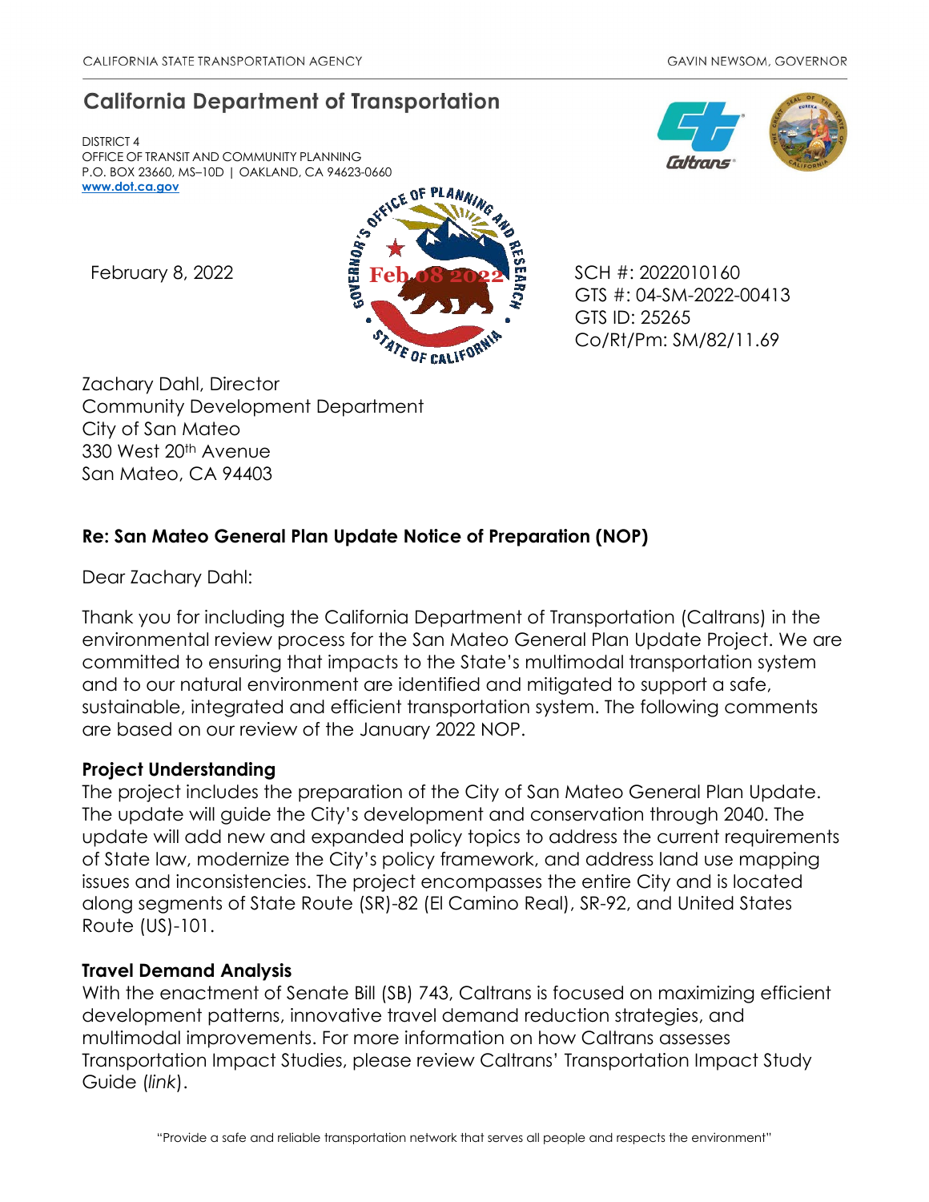CALIFORNIA STATE TRANSPORTATION AGENCY GAVIN NEWSOM, GOVERNOR

# California Department of Transportation

DISTRICT 4
OFFICE OF TRANSIT AND COMMUNITY PLANNING
P.O. BOX 23660, MS–10D | OAKLAND, CA 94623-0660
**www.dot.ca.gov**

February 8, 2022

SCH #: 2022010160
GTS #: 04-SM-2022-00413
GTS ID: 25265
Co/Rt/Pm: SM/82/11.69

Zachary Dahl, Director
Community Development Department
City of San Mateo
330 West 20th Avenue
San Mateo, CA 94403

**Re: San Mateo General Plan Update Notice of Preparation (NOP)**

Dear Zachary Dahl:

Thank you for including the California Department of Transportation (Caltrans) in the environmental review process for the San Mateo General Plan Update Project. We are committed to ensuring that impacts to the State's multimodal transportation system and to our natural environment are identified and mitigated to support a safe, sustainable, integrated and efficient transportation system. The following comments are based on our review of the January 2022 NOP.

### Project Understanding

The project includes the preparation of the City of San Mateo General Plan Update. The update will guide the City's development and conservation through 2040. The update will add new and expanded policy topics to address the current requirements of State law, modernize the City's policy framework, and address land use mapping issues and inconsistencies. The project encompasses the entire City and is located along segments of State Route (SR)-82 (El Camino Real), SR-92, and United States Route (US)-101.

### Travel Demand Analysis

With the enactment of Senate Bill (SB) 743, Caltrans is focused on maximizing efficient development patterns, innovative travel demand reduction strategies, and multimodal improvements. For more information on how Caltrans assesses Transportation Impact Studies, please review Caltrans' Transportation Impact Study Guide (*link*).

"Provide a safe and reliable transportation network that serves all people and respects the environment"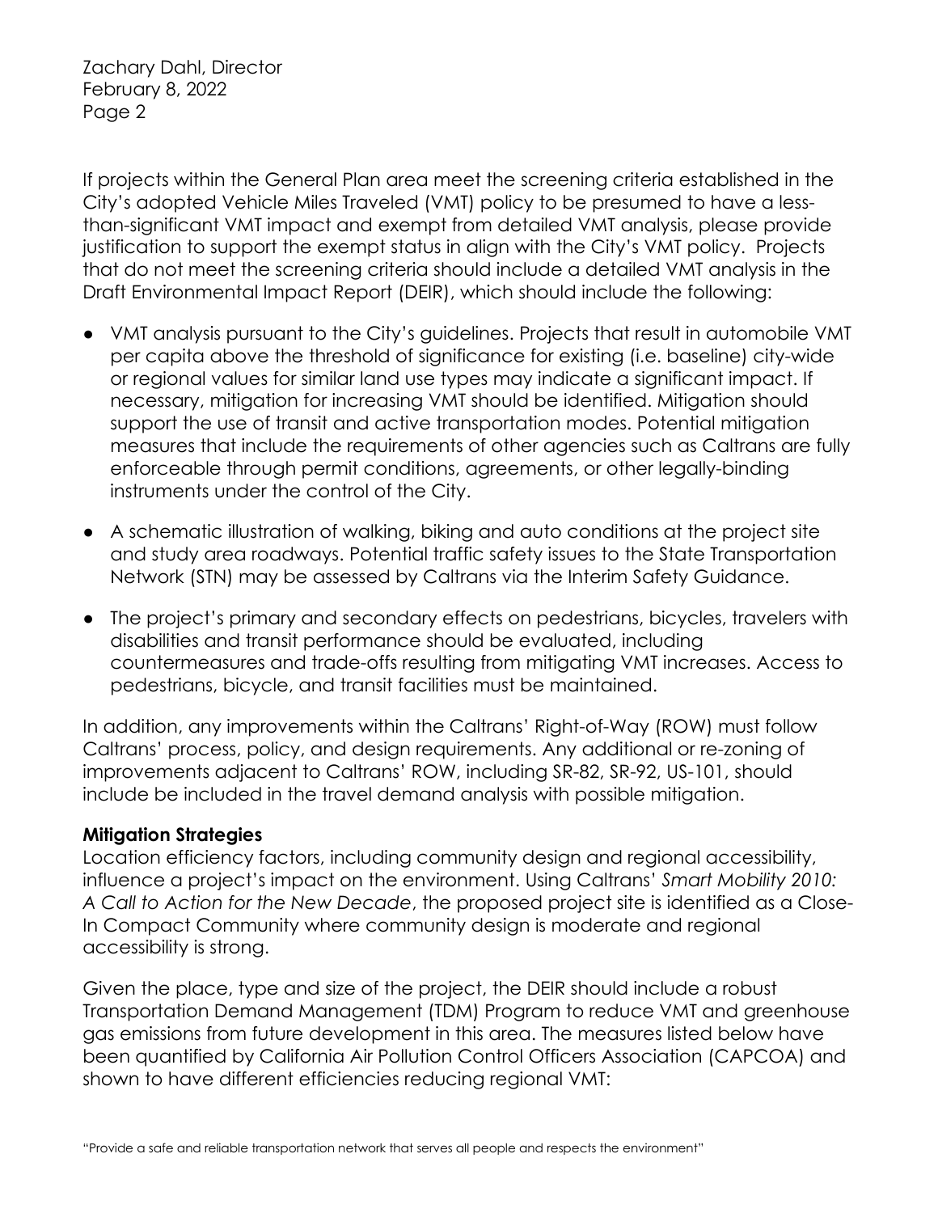If projects within the General Plan area meet the screening criteria established in the City's adopted Vehicle Miles Traveled (VMT) policy to be presumed to have a less-than-significant VMT impact and exempt from detailed VMT analysis, please provide justification to support the exempt status in align with the City's VMT policy. Projects that do not meet the screening criteria should include a detailed VMT analysis in the Draft Environmental Impact Report (DEIR), which should include the following:

- VMT analysis pursuant to the City's guidelines. Projects that result in automobile VMT per capita above the threshold of significance for existing (i.e. baseline) city-wide or regional values for similar land use types may indicate a significant impact. If necessary, mitigation for increasing VMT should be identified. Mitigation should support the use of transit and active transportation modes. Potential mitigation measures that include the requirements of other agencies such as Caltrans are fully enforceable through permit conditions, agreements, or other legally-binding instruments under the control of the City.
- A schematic illustration of walking, biking and auto conditions at the project site and study area roadways. Potential traffic safety issues to the State Transportation Network (STN) may be assessed by Caltrans via the Interim Safety Guidance.
- The project's primary and secondary effects on pedestrians, bicycles, travelers with disabilities and transit performance should be evaluated, including countermeasures and trade-offs resulting from mitigating VMT increases. Access to pedestrians, bicycle, and transit facilities must be maintained.

In addition, any improvements within the Caltrans' Right-of-Way (ROW) must follow Caltrans' process, policy, and design requirements. Any additional or re-zoning of improvements adjacent to Caltrans' ROW, including SR-82, SR-92, US-101, should include be included in the travel demand analysis with possible mitigation.

**Mitigation Strategies**

Location efficiency factors, including community design and regional accessibility, influence a project's impact on the environment. Using Caltrans' *Smart Mobility 2010: A Call to Action for the New Decade*, the proposed project site is identified as a Close-In Compact Community where community design is moderate and regional accessibility is strong.

Given the place, type and size of the project, the DEIR should include a robust Transportation Demand Management (TDM) Program to reduce VMT and greenhouse gas emissions from future development in this area. The measures listed below have been quantified by California Air Pollution Control Officers Association (CAPCOA) and shown to have different efficiencies reducing regional VMT: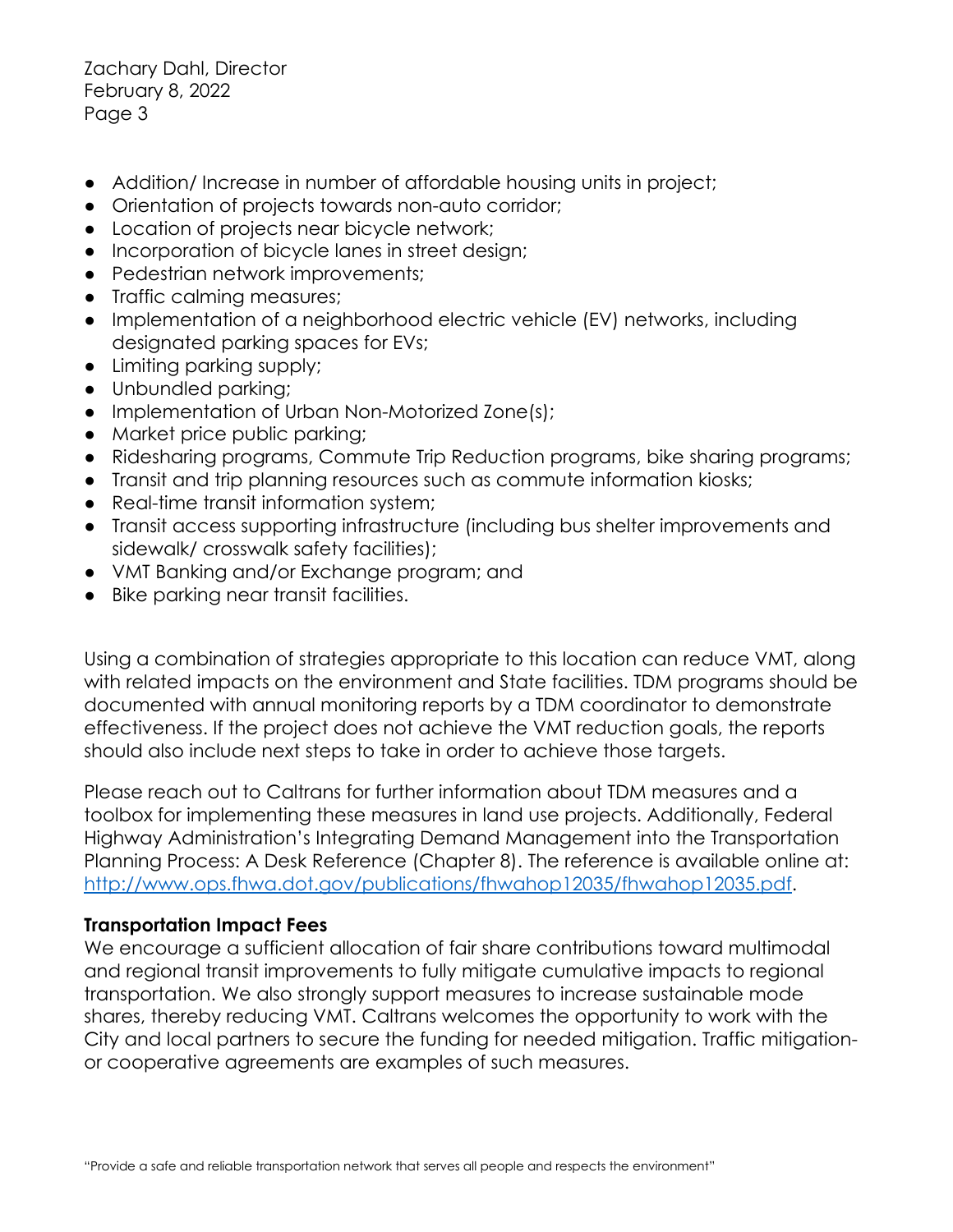- Addition/ Increase in number of affordable housing units in project;
- Orientation of projects towards non-auto corridor;
- Location of projects near bicycle network;
- Incorporation of bicycle lanes in street design;
- Pedestrian network improvements;
- Traffic calming measures;
- Implementation of a neighborhood electric vehicle (EV) networks, including designated parking spaces for EVs;
- Limiting parking supply;
- Unbundled parking;
- Implementation of Urban Non-Motorized Zone(s);
- Market price public parking;
- Ridesharing programs, Commute Trip Reduction programs, bike sharing programs;
- Transit and trip planning resources such as commute information kiosks;
- Real-time transit information system;
- Transit access supporting infrastructure (including bus shelter improvements and sidewalk/ crosswalk safety facilities);
- VMT Banking and/or Exchange program; and
- Bike parking near transit facilities.

Using a combination of strategies appropriate to this location can reduce VMT, along with related impacts on the environment and State facilities. TDM programs should be documented with annual monitoring reports by a TDM coordinator to demonstrate effectiveness. If the project does not achieve the VMT reduction goals, the reports should also include next steps to take in order to achieve those targets.

Please reach out to Caltrans for further information about TDM measures and a toolbox for implementing these measures in land use projects. Additionally, Federal Highway Administration's Integrating Demand Management into the Transportation Planning Process: A Desk Reference (Chapter 8). The reference is available online at: [http://www.ops.fhwa.dot.gov/publications/fhwahop12035/fhwahop12035.pdf](http://www.ops.fhwa.dot.gov/publications/fhwahop12035/fhwahop12035.pdf).

**Transportation Impact Fees**

We encourage a sufficient allocation of fair share contributions toward multimodal and regional transit improvements to fully mitigate cumulative impacts to regional transportation. We also strongly support measures to increase sustainable mode shares, thereby reducing VMT. Caltrans welcomes the opportunity to work with the City and local partners to secure the funding for needed mitigation. Traffic mitigation- or cooperative agreements are examples of such measures.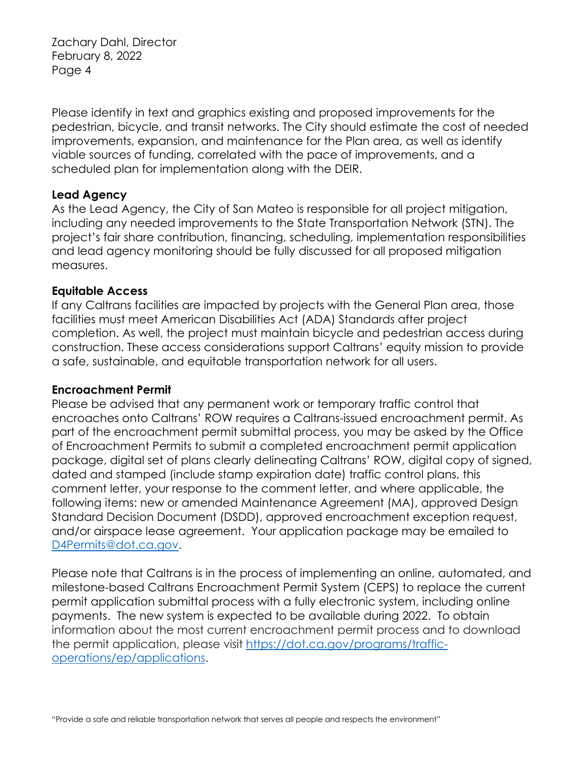Please identify in text and graphics existing and proposed improvements for the pedestrian, bicycle, and transit networks. The City should estimate the cost of needed improvements, expansion, and maintenance for the Plan area, as well as identify viable sources of funding, correlated with the pace of improvements, and a scheduled plan for implementation along with the DEIR.

**Lead Agency**

As the Lead Agency, the City of San Mateo is responsible for all project mitigation, including any needed improvements to the State Transportation Network (STN). The project's fair share contribution, financing, scheduling, implementation responsibilities and lead agency monitoring should be fully discussed for all proposed mitigation measures.

**Equitable Access**

If any Caltrans facilities are impacted by projects with the General Plan area, those facilities must meet American Disabilities Act (ADA) Standards after project completion. As well, the project must maintain bicycle and pedestrian access during construction. These access considerations support Caltrans' equity mission to provide a safe, sustainable, and equitable transportation network for all users.

**Encroachment Permit**

Please be advised that any permanent work or temporary traffic control that encroaches onto Caltrans' ROW requires a Caltrans-issued encroachment permit. As part of the encroachment permit submittal process, you may be asked by the Office of Encroachment Permits to submit a completed encroachment permit application package, digital set of plans clearly delineating Caltrans' ROW, digital copy of signed, dated and stamped (include stamp expiration date) traffic control plans, this comment letter, your response to the comment letter, and where applicable, the following items: new or amended Maintenance Agreement (MA), approved Design Standard Decision Document (DSDD), approved encroachment exception request, and/or airspace lease agreement. Your application package may be emailed to [D4Permits@dot.ca.gov](mailto:D4Permits@dot.ca.gov).

Please note that Caltrans is in the process of implementing an online, automated, and milestone-based Caltrans Encroachment Permit System (CEPS) to replace the current permit application submittal process with a fully electronic system, including online payments. The new system is expected to be available during 2022. To obtain information about the most current encroachment permit process and to download the permit application, please visit [https://dot.ca.gov/programs/traffic-operations/ep/applications](https://dot.ca.gov/programs/traffic-operations/ep/applications).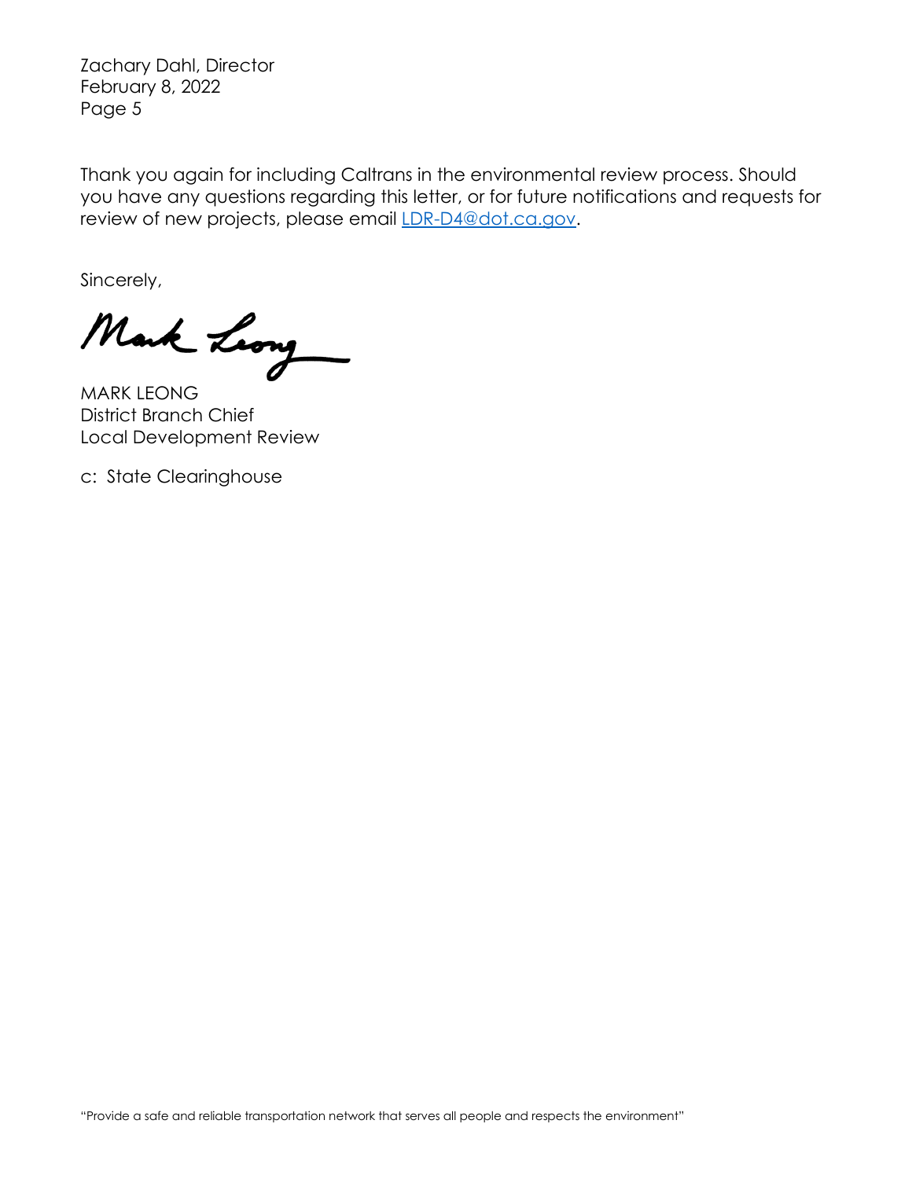Thank you again for including Caltrans in the environmental review process. Should you have any questions regarding this letter, or for future notifications and requests for review of new projects, please email [LDR-D4@dot.ca.gov](mailto:LDR-D4@dot.ca.gov).

Sincerely,

Mark Leong

MARK LEONG
District Branch Chief
Local Development Review

c: State Clearinghouse